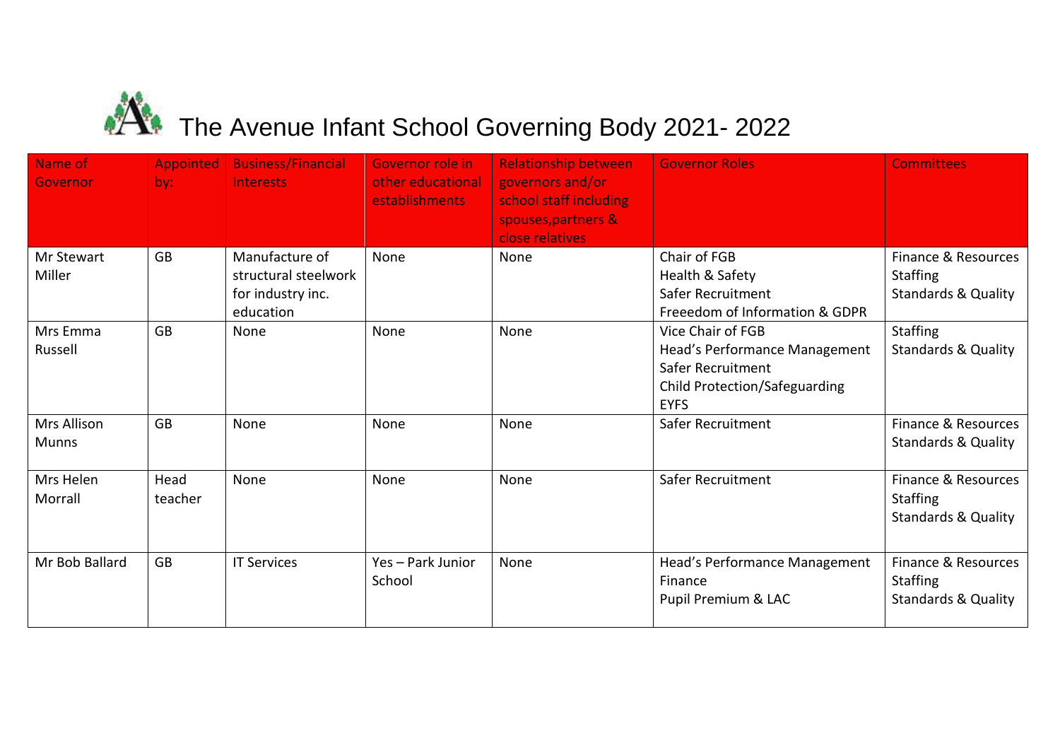# The Avenue Infant School Governing Body 2021- 2022

| Name of Governor | Appointed by: | Business/Financial Interests | Governor role in other educational establishments | Relationship between governors and/or school staff including spouses,partners & close relatives | Governor Roles | Committees |
|---|---|---|---|---|---|---|
| Mr Stewart Miller | GB | Manufacture of structural steelwork for industry inc. education | None | None | Chair of FGB<br>Health & Safety<br>Safer Recruitment<br>Freeedom of Information & GDPR | Finance & Resources<br>Staffing<br>Standards & Quality |
| Mrs Emma Russell | GB | None | None | None | Vice Chair of FGB<br>Head's Performance Management<br>Safer Recruitment<br>Child Protection/Safeguarding<br>EYFS | Staffing<br>Standards & Quality |
| Mrs Allison Munns | GB | None | None | None | Safer Recruitment | Finance & Resources<br>Standards & Quality |
| Mrs Helen Morrall | Head teacher | None | None | None | Safer Recruitment | Finance & Resources<br>Staffing<br>Standards & Quality |
| Mr Bob Ballard | GB | IT Services | Yes – Park Junior School | None | Head's Performance Management<br>Finance<br>Pupil Premium & LAC | Finance & Resources<br>Staffing<br>Standards & Quality |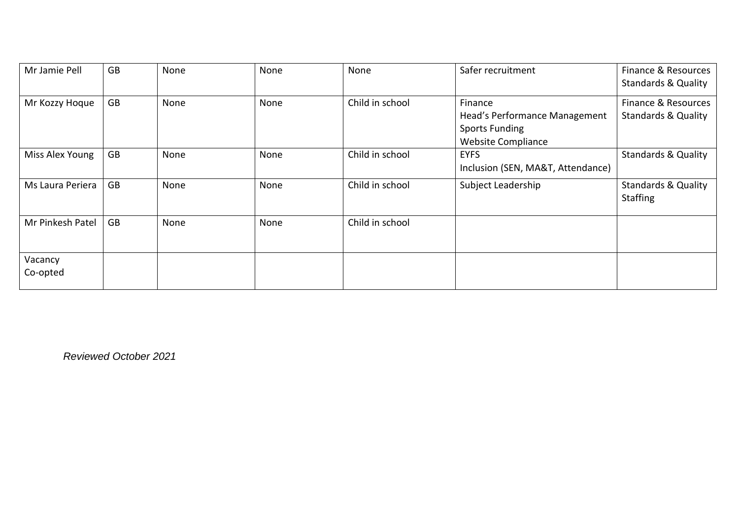| | | | | | | |
|---|---|---|---|---|---|---|
| Mr Jamie Pell | GB | None | None | None | Safer recruitment | Finance & Resources<br>Standards & Quality |
| Mr Kozzy Hoque | GB | None | None | Child in school | Finance<br>Head's Performance Management<br>Sports Funding<br>Website Compliance | Finance & Resources<br>Standards & Quality |
| Miss Alex Young | GB | None | None | Child in school | EYFS<br>Inclusion (SEN, MA&T, Attendance) | Standards & Quality |
| Ms Laura Periera | GB | None | None | Child in school | Subject Leadership | Standards & Quality<br>Staffing |
| Mr Pinkesh Patel | GB | None | None | Child in school | | |
| Vacancy<br>Co-opted | | | | | | |

*Reviewed October 2021*